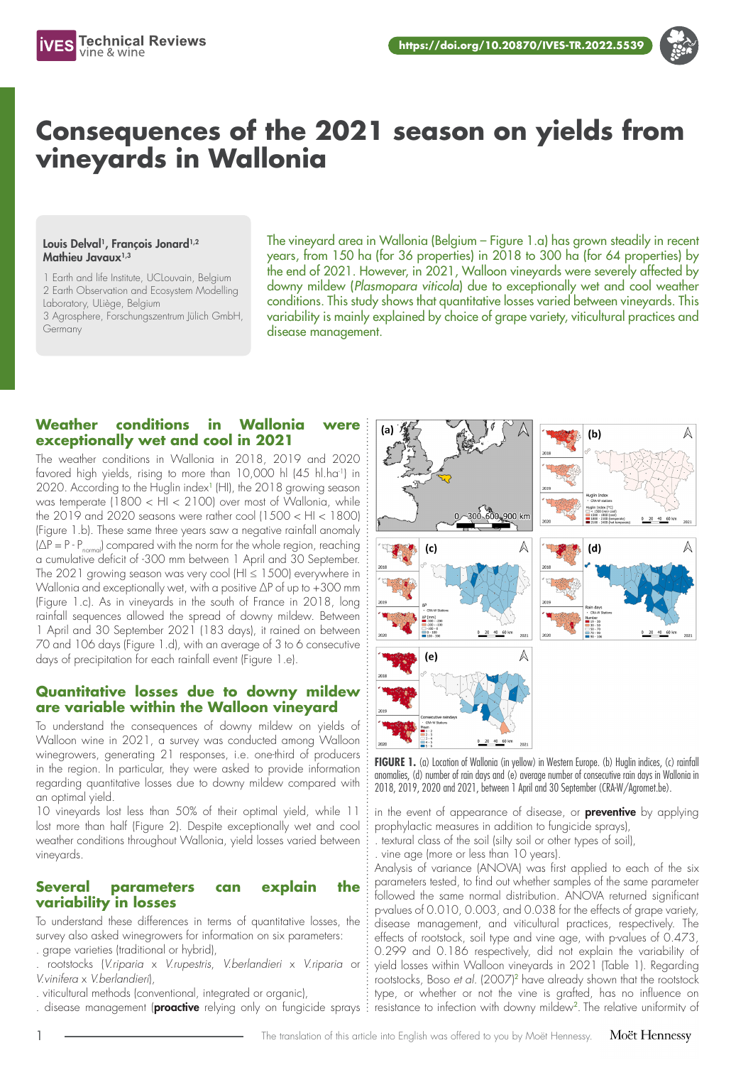# Consequences of the 2021 season on yields from vineyards in Wallonia

**Louis Delval[1], François Jonard[1,2], Mathieu Javaux[1,3]**

1 Earth and life Institute, UCLouvain, Belgium
2 Earth Observation and Ecosystem Modelling Laboratory, ULiège, Belgium
3 Agrosphere, Forschungszentrum Jülich GmbH, Germany

The vineyard area in Wallonia (Belgium – Figure 1.a) has grown steadily in recent years, from 150 ha (for 36 properties) in 2018 to 300 ha (for 64 properties) by the end of 2021. However, in 2021, Walloon vineyards were severely affected by downy mildew (*Plasmopara viticola*) due to exceptionally wet and cool weather conditions. This study shows that quantitative losses varied between vineyards. This variability is mainly explained by choice of grape variety, viticultural practices and disease management.

## Weather conditions in Wallonia were exceptionally wet and cool in 2021

The weather conditions in Wallonia in 2018, 2019 and 2020 favored high yields, rising to more than 10,000 hl (45 hl.ha$^{-1}$) in 2020. According to the Huglin index[1] (HI), the 2018 growing season was temperate (1800 < HI < 2100) over most of Wallonia, while the 2019 and 2020 seasons were rather cool (1500 < HI < 1800) (Figure 1.b). These same three years saw a negative rainfall anomaly ($\Delta P = P - P_{normal}$) compared with the norm for the whole region, reaching a cumulative deficit of -300 mm between 1 April and 30 September. The 2021 growing season was very cool (HI ≤ 1500) everywhere in Wallonia and exceptionally wet, with a positive ΔP of up to +300 mm (Figure 1.c). As in vineyards in the south of France in 2018, long rainfall sequences allowed the spread of downy mildew. Between 1 April and 30 September 2021 (183 days), it rained on between 70 and 106 days (Figure 1.d), with an average of 3 to 6 consecutive days of precipitation for each rainfall event (Figure 1.e).

**FIGURE 1.** (a) Location of Wallonia (in yellow) in Western Europe. (b) Huglin indices, (c) rainfall anomalies, (d) number of rain days and (e) average number of consecutive rain days in Wallonia in 2018, 2019, 2020 and 2021, between 1 April and 30 September (CRA-W/Agromet.be).

## Quantitative losses due to downy mildew are variable within the Walloon vineyard

To understand the consequences of downy mildew on yields of Walloon wine in 2021, a survey was conducted among Walloon winegrowers, generating 21 responses, i.e. one-third of producers in the region. In particular, they were asked to provide information regarding quantitative losses due to downy mildew compared with an optimal yield.

10 vineyards lost less than 50% of their optimal yield, while 11 lost more than half (Figure 2). Despite exceptionally wet and cool weather conditions throughout Wallonia, yield losses varied between vineyards.

## Several parameters can explain the variability in losses

To understand these differences in terms of quantitative losses, the survey also asked winegrowers for information on six parameters:

. grape varieties (traditional or hybrid),
. rootstocks (*V.riparia* x *V.rupestris*, *V.berlandieri* x *V.riparia* or *V.vinifera* x *V.berlandieri*),
. viticultural methods (conventional, integrated or organic),
. disease management (**proactive** relying only on fungicide sprays in the event of appearance of disease, or **preventive** by applying prophylactic measures in addition to fungicide sprays),
. textural class of the soil (silty soil or other types of soil),
. vine age (more or less than 10 years).

Analysis of variance (ANOVA) was first applied to each of the six parameters tested, to find out whether samples of the same parameter followed the same normal distribution. ANOVA returned significant p-values of 0.010, 0.003, and 0.038 for the effects of grape variety, disease management, and viticultural practices, respectively. The effects of rootstock, soil type and vine age, with p-values of 0.473, 0.299 and 0.186 respectively, did not explain the variability of yield losses within Walloon vineyards in 2021 (Table 1). Regarding rootstocks, Boso *et al.* (2007)[2] have already shown that the rootstock type, or whether or not the vine is grafted, has no influence on resistance to infection with downy mildew[2]. The relative uniformity of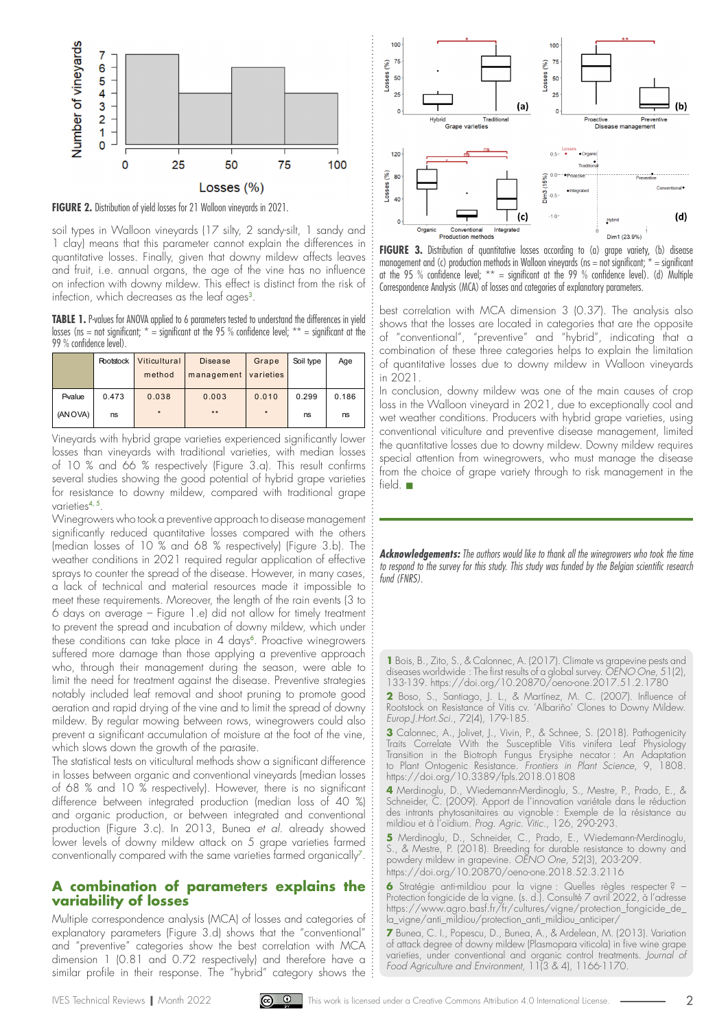Number of vineyards

7
6
5
4
3
2
1
0

0 25 50 75 100

Losses (%)

**FIGURE 2.** Distribution of yield losses for 21 Walloon vineyards in 2021.

soil types in Walloon vineyards (17 silty, 2 sandy-silt, 1 sandy and 1 clay) means that this parameter cannot explain the differences in quantitative losses. Finally, given that downy mildew affects leaves and fruit, i.e. annual organs, the age of the vine has no influence on infection with downy mildew. This effect is distinct from the risk of infection, which decreases as the leaf ages[3].

**TABLE 1.** P-values for ANOVA applied to 6 parameters tested to understand the differences in yield losses (ns = not significant; * = significant at the 95 % confidence level; ** = significant at the 99 % confidence level).

| | Rootstock | Viticultural method | Disease management | Grape varieties | Soil type | Age |
|---|---|---|---|---|---|---|
| Pvalue (ANOVA) | 0.473 ns | 0.038 * | 0.003 ** | 0.010 * | 0.299 ns | 0.186 ns |

Vineyards with hybrid grape varieties experienced significantly lower losses than vineyards with traditional varieties, with median losses of 10 % and 66 % respectively (Figure 3.a). This result confirms several studies showing the good potential of hybrid grape varieties for resistance to downy mildew, compared with traditional grape varieties[4, 5].

Winegrowers who took a preventive approach to disease management significantly reduced quantitative losses compared with the others (median losses of 10 % and 68 % respectively) (Figure 3.b). The weather conditions in 2021 required regular application of effective sprays to counter the spread of the disease. However, in many cases, a lack of technical and material resources made it impossible to meet these requirements. Moreover, the length of the rain events (3 to 6 days on average – Figure 1.e) did not allow for timely treatment to prevent the spread and incubation of downy mildew, which under these conditions can take place in 4 days[6]. Proactive winegrowers suffered more damage than those applying a preventive approach who, through their management during the season, were able to limit the need for treatment against the disease. Preventive strategies notably included leaf removal and shoot pruning to promote good aeration and rapid drying of the vine and to limit the spread of downy mildew. By regular mowing between rows, winegrowers could also prevent a significant accumulation of moisture at the foot of the vine, which slows down the growth of the parasite.

The statistical tests on viticultural methods show a significant difference in losses between organic and conventional vineyards (median losses of 68 % and 10 % respectively). However, there is no significant difference between integrated production (median loss of 40 %) and organic production, or between integrated and conventional production (Figure 3.c). In 2013, Bunea *et al.* already showed lower levels of downy mildew attack on 5 grape varieties farmed conventionally compared with the same varieties farmed organically[7].

## A combination of parameters explains the variability of losses

Multiple correspondence analysis (MCA) of losses and categories of explanatory parameters (Figure 3.d) shows that the "conventional" and "preventive" categories show the best correlation with MCA dimension 1 (0.81 and 0.72 respectively) and therefore have a similar profile in their response. The "hybrid" category shows the best correlation with MCA dimension 3 (0.37). The analysis also shows that the losses are located in categories that are the opposite of "conventional", "preventive" and "hybrid", indicating that a combination of these three categories helps to explain the limitation of quantitative losses due to downy mildew in Walloon vineyards in 2021.

In conclusion, downy mildew was one of the main causes of crop loss in the Walloon vineyard in 2021, due to exceptionally cool and wet weather conditions. Producers with hybrid grape varieties, using conventional viticulture and preventive disease management, limited the quantitative losses due to downy mildew. Downy mildew requires special attention from winegrowers, who must manage the disease from the choice of grape variety through to risk management in the field. ■

(a)
Losses (%)
100
75
50
25
0
*
Hybrid
Traditional
Grape varieties

(b)
Losses (%)
100
75
50
25
0
**
Proactive
Preventive
Disease management

(c)
Losses (%)
120
80
40
0
ns
ns
*
Organic
Conventional
Integrated
Production methods

(d)
Dim3 (15%)
0.5
0.0
-0.5
-1.0
Losses
Organic
Traditional
Proactive
Preventive
Conventional
Integrated
Hybrid
Dim1 (23.9%)

**FIGURE 3.** Distribution of quantitative losses according to (a) grape variety, (b) disease management and (c) production methods in Walloon vineyards (ns = not significant; * = significant at the 95 % confidence level; ** = significant at the 99 % confidence level). (d) Multiple Correspondence Analysis (MCA) of losses and categories of explanatory parameters.

***Acknowledgements:*** *The authors would like to thank all the winegrowers who took the time to respond to the survey for this study. This study was funded by the Belgian scientific research fund (FNRS).*

**1** Bois, B., Zito, S., & Calonnec, A. (2017). Climate vs grapevine pests and diseases worldwide : The first results of a global survey. *OENO One*, 51(2), 133-139. https://doi.org/10.20870/oeno-one.2017.51.2.1780

**2** Boso, S., Santiago, J. L., & Martínez, M. C. (2007). Influence of Rootstock on Resistance of Vitis cv. 'Albariño' Clones to Downy Mildew. *Europ.J.Hort.Sci.*, 72(4), 179-185.

**3** Calonnec, A., Jolivet, J., Vivin, P., & Schnee, S. (2018). Pathogenicity Traits Correlate With the Susceptible Vitis vinifera Leaf Physiology Transition in the Biotroph Fungus Erysiphe necator : An Adaptation to Plant Ontogenic Resistance. *Frontiers in Plant Science*, 9, 1808. https://doi.org/10.3389/fpls.2018.01808

**4** Merdinoglu, D., Wiedemann-Merdinoglu, S., Mestre, P., Prado, E., & Schneider, C. (2009). Apport de l'innovation variétale dans la réduction des intrants phytosanitaires au vignoble : Exemple de la résistance au mildiou et à l'oïdium. *Prog. Agric. Vitic.*, 126, 290-293.

**5** Merdinoglu, D., Schneider, C., Prado, E., Wiedemann-Merdinoglu, S., & Mestre, P. (2018). Breeding for durable resistance to downy and powdery mildew in grapevine. *OENO One*, 52(3), 203-209. https://doi.org/10.20870/oeno-one.2018.52.3.2116

**6** Stratégie anti-mildiou pour la vigne : Quelles règles respecter ? – Protection fongicide de la vigne. (s. d.). Consulté 7 avril 2022, à l'adresse https://www.agro.basf.fr/fr/cultures/vigne/protection_fongicide_de_la_vigne/anti_mildiou/protection_anti_mildiou_anticiper/

**7** Bunea, C. I., Popescu, D., Bunea, A., & Ardelean, M. (2013). Variation of attack degree of downy mildew (Plasmopara viticola) in five wine grape varieties, under conventional and organic control treatments. *Journal of Food Agriculture and Environment*, 11(3 & 4), 1166-1170.